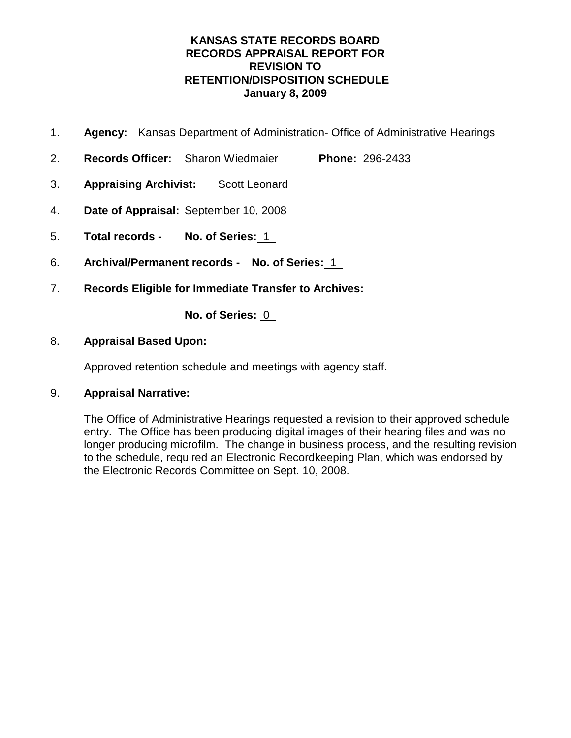# KANSAS STATE RECORDS BOARD
# RECORDS APPRAISAL REPORT FOR REVISION TO RETENTION/DISPOSITION SCHEDULE
## January 8, 2009

1. **Agency:** Kansas Department of Administration- Office of Administrative Hearings

2. **Records Officer:** Sharon Wiedmaier **Phone:** 296-2433

3. **Appraising Archivist:** Scott Leonard

4. **Date of Appraisal:** September 10, 2008

5. **Total records - No. of Series:** 1

6. **Archival/Permanent records - No. of Series:** 1

7. **Records Eligible for Immediate Transfer to Archives:**

   **No. of Series:** 0

8. **Appraisal Based Upon:**

   Approved retention schedule and meetings with agency staff.

9. **Appraisal Narrative:**

   The Office of Administrative Hearings requested a revision to their approved schedule entry. The Office has been producing digital images of their hearing files and was no longer producing microfilm. The change in business process, and the resulting revision to the schedule, required an Electronic Recordkeeping Plan, which was endorsed by the Electronic Records Committee on Sept. 10, 2008.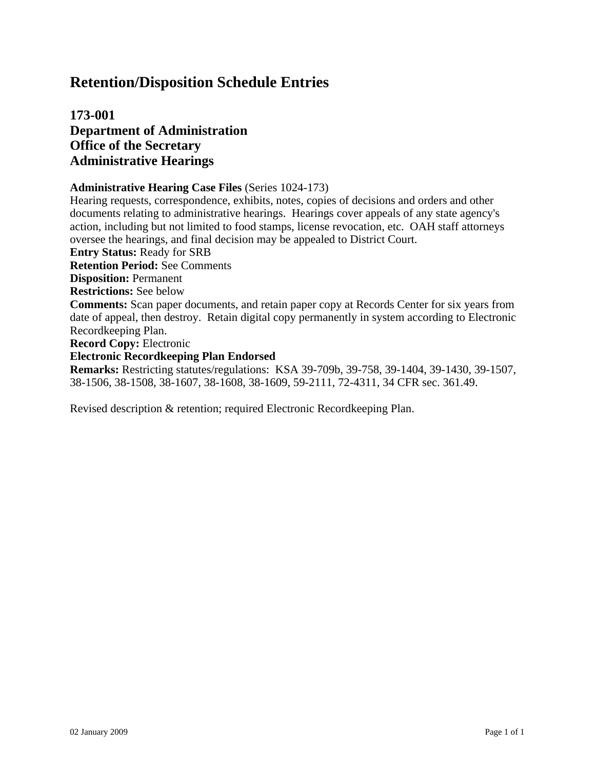# Retention/Disposition Schedule Entries

## 173-001
## Department of Administration
## Office of the Secretary
## Administrative Hearings

**Administrative Hearing Case Files** (Series 1024-173)
Hearing requests, correspondence, exhibits, notes, copies of decisions and orders and other documents relating to administrative hearings. Hearings cover appeals of any state agency's action, including but not limited to food stamps, license revocation, etc. OAH staff attorneys oversee the hearings, and final decision may be appealed to District Court.
**Entry Status:** Ready for SRB
**Retention Period:** See Comments
**Disposition:** Permanent
**Restrictions:** See below
**Comments:** Scan paper documents, and retain paper copy at Records Center for six years from date of appeal, then destroy. Retain digital copy permanently in system according to Electronic Recordkeeping Plan.
**Record Copy:** Electronic
**Electronic Recordkeeping Plan Endorsed**
**Remarks:** Restricting statutes/regulations: KSA 39-709b, 39-758, 39-1404, 39-1430, 39-1507, 38-1506, 38-1508, 38-1607, 38-1608, 38-1609, 59-2111, 72-4311, 34 CFR sec. 361.49.

Revised description & retention; required Electronic Recordkeeping Plan.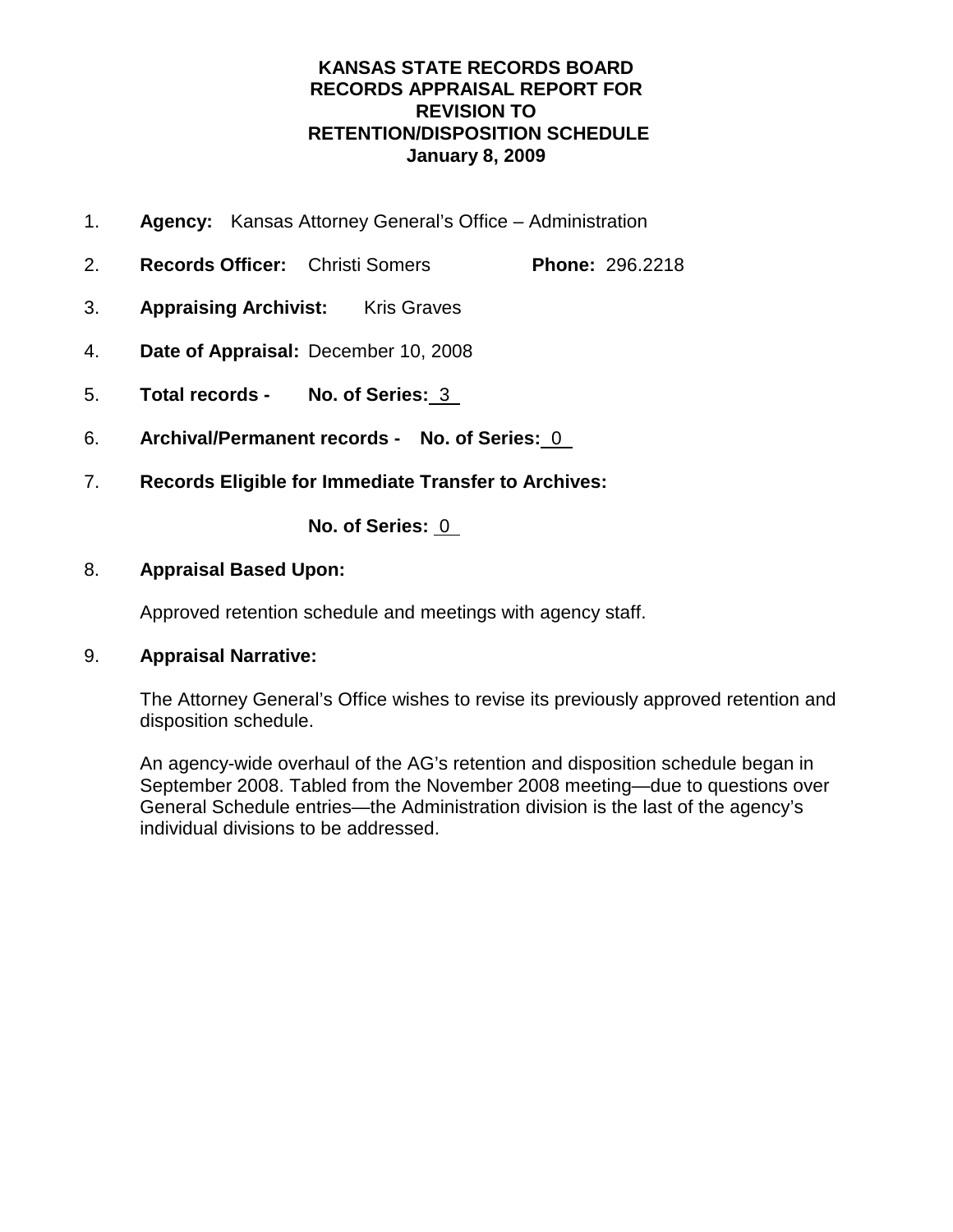# KANSAS STATE RECORDS BOARD
# RECORDS APPRAISAL REPORT FOR
# REVISION TO
# RETENTION/DISPOSITION SCHEDULE
# January 8, 2009

1. **Agency:** Kansas Attorney General's Office – Administration
2. **Records Officer:** Christi Somers **Phone:** 296.2218
3. **Appraising Archivist:** Kris Graves
4. **Date of Appraisal:** December 10, 2008
5. **Total records - No. of Series:** 3
6. **Archival/Permanent records - No. of Series:** 0
7. **Records Eligible for Immediate Transfer to Archives:**

   **No. of Series:** 0

8. **Appraisal Based Upon:**

   Approved retention schedule and meetings with agency staff.

9. **Appraisal Narrative:**

   The Attorney General's Office wishes to revise its previously approved retention and disposition schedule.

   An agency-wide overhaul of the AG's retention and disposition schedule began in September 2008. Tabled from the November 2008 meeting—due to questions over General Schedule entries—the Administration division is the last of the agency's individual divisions to be addressed.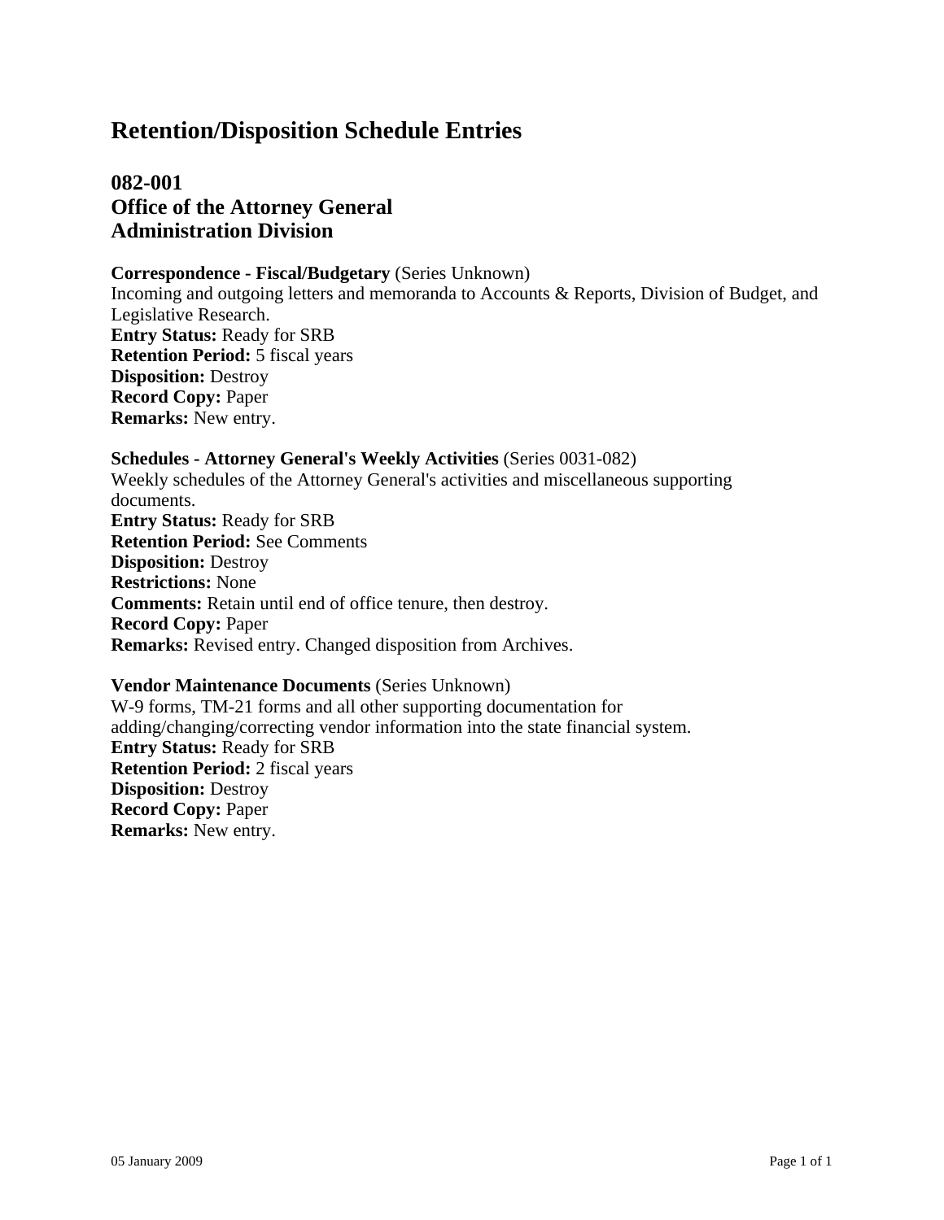# Retention/Disposition Schedule Entries

## 082-001
## Office of the Attorney General
## Administration Division

**Correspondence - Fiscal/Budgetary** (Series Unknown)
Incoming and outgoing letters and memoranda to Accounts & Reports, Division of Budget, and Legislative Research.
**Entry Status:** Ready for SRB
**Retention Period:** 5 fiscal years
**Disposition:** Destroy
**Record Copy:** Paper
**Remarks:** New entry.

**Schedules - Attorney General's Weekly Activities** (Series 0031-082)
Weekly schedules of the Attorney General's activities and miscellaneous supporting documents.
**Entry Status:** Ready for SRB
**Retention Period:** See Comments
**Disposition:** Destroy
**Restrictions:** None
**Comments:** Retain until end of office tenure, then destroy.
**Record Copy:** Paper
**Remarks:** Revised entry. Changed disposition from Archives.

**Vendor Maintenance Documents** (Series Unknown)
W-9 forms, TM-21 forms and all other supporting documentation for adding/changing/correcting vendor information into the state financial system.
**Entry Status:** Ready for SRB
**Retention Period:** 2 fiscal years
**Disposition:** Destroy
**Record Copy:** Paper
**Remarks:** New entry.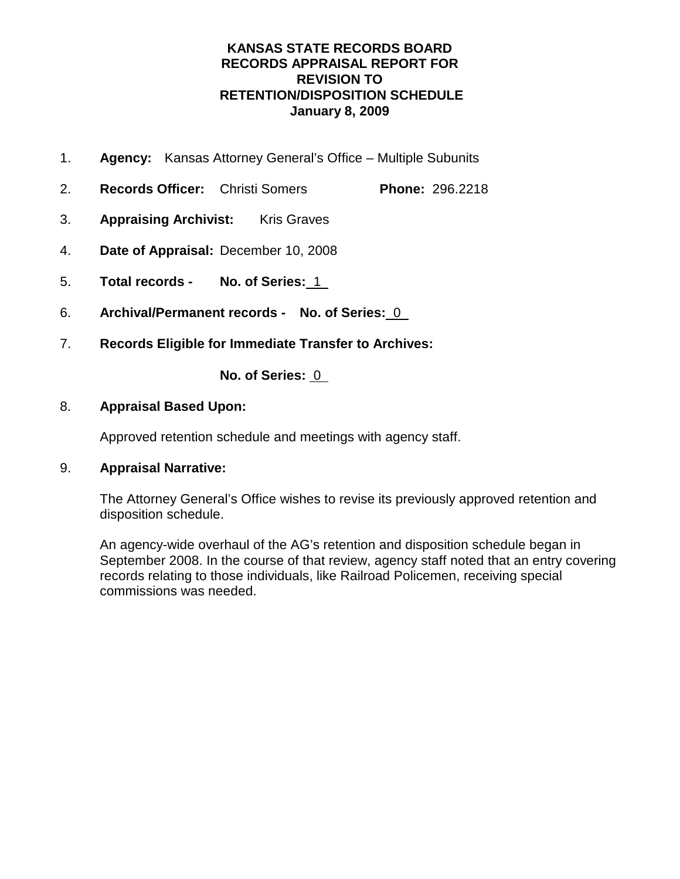**KANSAS STATE RECORDS BOARD**
**RECORDS APPRAISAL REPORT FOR**
**REVISION TO**
**RETENTION/DISPOSITION SCHEDULE**
**January 8, 2009**

1. **Agency:** Kansas Attorney General's Office – Multiple Subunits

2. **Records Officer:** Christi Somers **Phone:** 296.2218

3. **Appraising Archivist:** Kris Graves

4. **Date of Appraisal:** December 10, 2008

5. **Total records - No. of Series:** 1

6. **Archival/Permanent records - No. of Series:** 0

7. **Records Eligible for Immediate Transfer to Archives:**

   **No. of Series:** 0

8. **Appraisal Based Upon:**

   Approved retention schedule and meetings with agency staff.

9. **Appraisal Narrative:**

   The Attorney General's Office wishes to revise its previously approved retention and disposition schedule.

   An agency-wide overhaul of the AG's retention and disposition schedule began in September 2008. In the course of that review, agency staff noted that an entry covering records relating to those individuals, like Railroad Policemen, receiving special commissions was needed.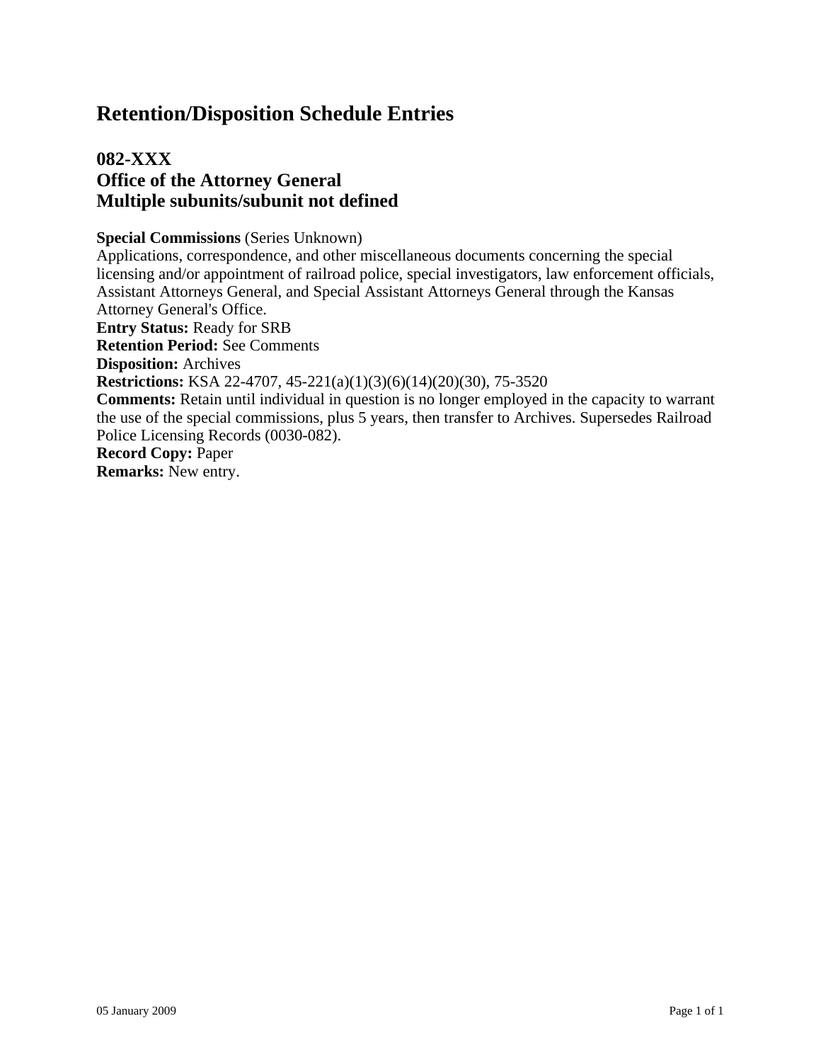# Retention/Disposition Schedule Entries

## 082-XXX
## Office of the Attorney General
## Multiple subunits/subunit not defined

**Special Commissions** (Series Unknown)
Applications, correspondence, and other miscellaneous documents concerning the special licensing and/or appointment of railroad police, special investigators, law enforcement officials, Assistant Attorneys General, and Special Assistant Attorneys General through the Kansas Attorney General's Office.
**Entry Status:** Ready for SRB
**Retention Period:** See Comments
**Disposition:** Archives
**Restrictions:** KSA 22-4707, 45-221(a)(1)(3)(6)(14)(20)(30), 75-3520
**Comments:** Retain until individual in question is no longer employed in the capacity to warrant the use of the special commissions, plus 5 years, then transfer to Archives. Supersedes Railroad Police Licensing Records (0030-082).
**Record Copy:** Paper
**Remarks:** New entry.

05 January 2009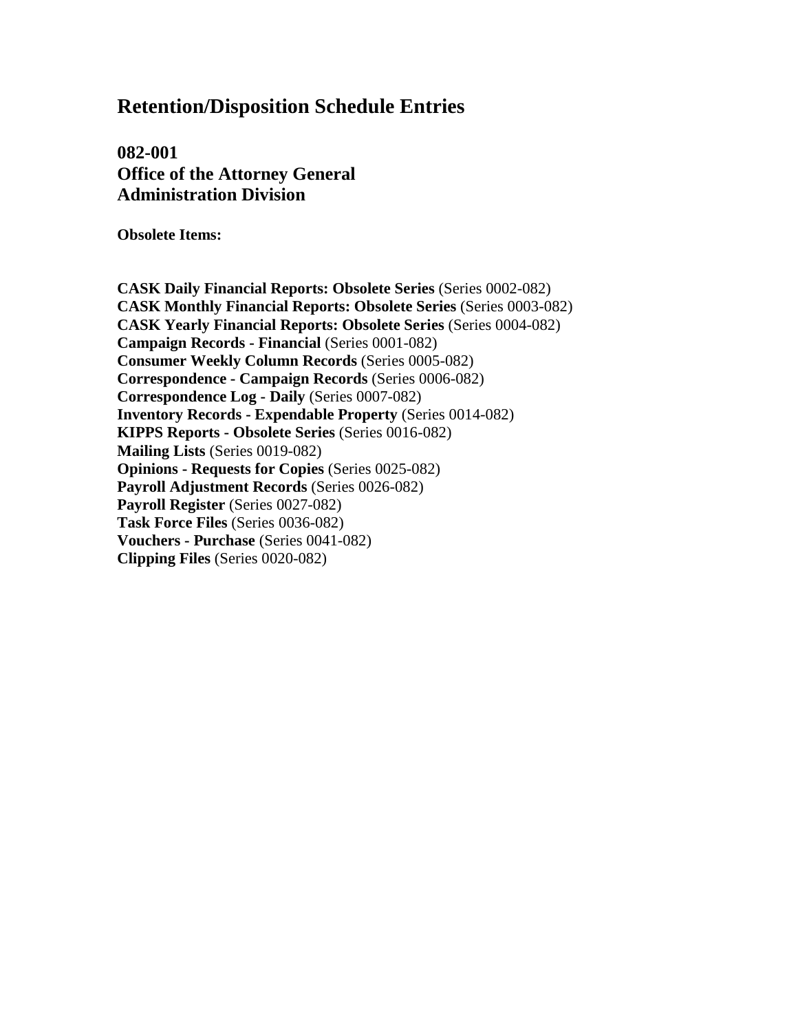# Retention/Disposition Schedule Entries

## 082-001
## Office of the Attorney General
## Administration Division

**Obsolete Items:**

**CASK Daily Financial Reports: Obsolete Series** (Series 0002-082)
**CASK Monthly Financial Reports: Obsolete Series** (Series 0003-082)
**CASK Yearly Financial Reports: Obsolete Series** (Series 0004-082)
**Campaign Records - Financial** (Series 0001-082)
**Consumer Weekly Column Records** (Series 0005-082)
**Correspondence - Campaign Records** (Series 0006-082)
**Correspondence Log - Daily** (Series 0007-082)
**Inventory Records - Expendable Property** (Series 0014-082)
**KIPPS Reports - Obsolete Series** (Series 0016-082)
**Mailing Lists** (Series 0019-082)
**Opinions - Requests for Copies** (Series 0025-082)
**Payroll Adjustment Records** (Series 0026-082)
**Payroll Register** (Series 0027-082)
**Task Force Files** (Series 0036-082)
**Vouchers - Purchase** (Series 0041-082)
**Clipping Files** (Series 0020-082)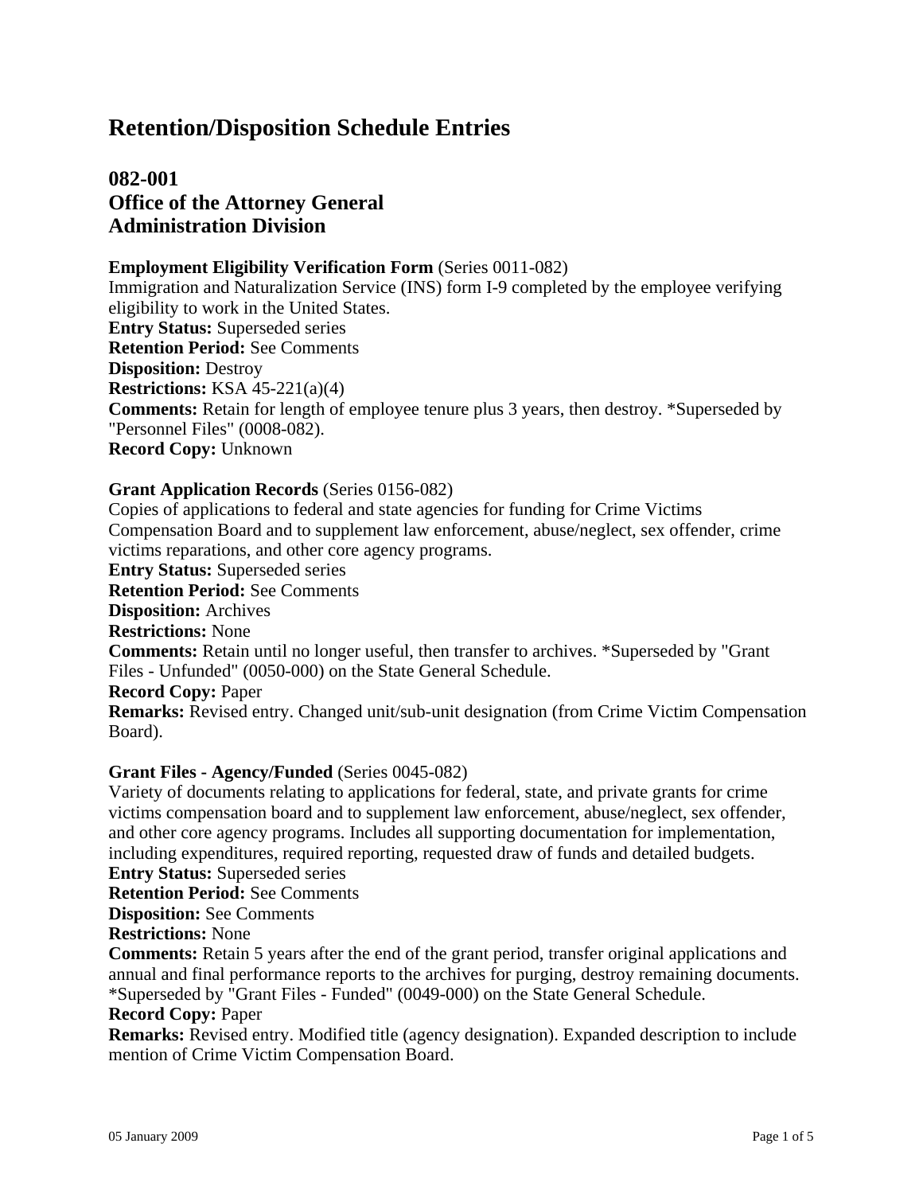# Retention/Disposition Schedule Entries

## 082-001
## Office of the Attorney General
## Administration Division

**Employment Eligibility Verification Form** (Series 0011-082)
Immigration and Naturalization Service (INS) form I-9 completed by the employee verifying eligibility to work in the United States.
**Entry Status:** Superseded series
**Retention Period:** See Comments
**Disposition:** Destroy
**Restrictions:** KSA 45-221(a)(4)
**Comments:** Retain for length of employee tenure plus 3 years, then destroy. *Superseded by "Personnel Files" (0008-082).
**Record Copy:** Unknown

**Grant Application Records** (Series 0156-082)
Copies of applications to federal and state agencies for funding for Crime Victims Compensation Board and to supplement law enforcement, abuse/neglect, sex offender, crime victims reparations, and other core agency programs.
**Entry Status:** Superseded series
**Retention Period:** See Comments
**Disposition:** Archives
**Restrictions:** None
**Comments:** Retain until no longer useful, then transfer to archives. *Superseded by "Grant Files - Unfunded" (0050-000) on the State General Schedule.
**Record Copy:** Paper
**Remarks:** Revised entry. Changed unit/sub-unit designation (from Crime Victim Compensation Board).

**Grant Files - Agency/Funded** (Series 0045-082)
Variety of documents relating to applications for federal, state, and private grants for crime victims compensation board and to supplement law enforcement, abuse/neglect, sex offender, and other core agency programs. Includes all supporting documentation for implementation, including expenditures, required reporting, requested draw of funds and detailed budgets.
**Entry Status:** Superseded series
**Retention Period:** See Comments
**Disposition:** See Comments
**Restrictions:** None
**Comments:** Retain 5 years after the end of the grant period, transfer original applications and annual and final performance reports to the archives for purging, destroy remaining documents. *Superseded by "Grant Files - Funded" (0049-000) on the State General Schedule.
**Record Copy:** Paper
**Remarks:** Revised entry. Modified title (agency designation). Expanded description to include mention of Crime Victim Compensation Board.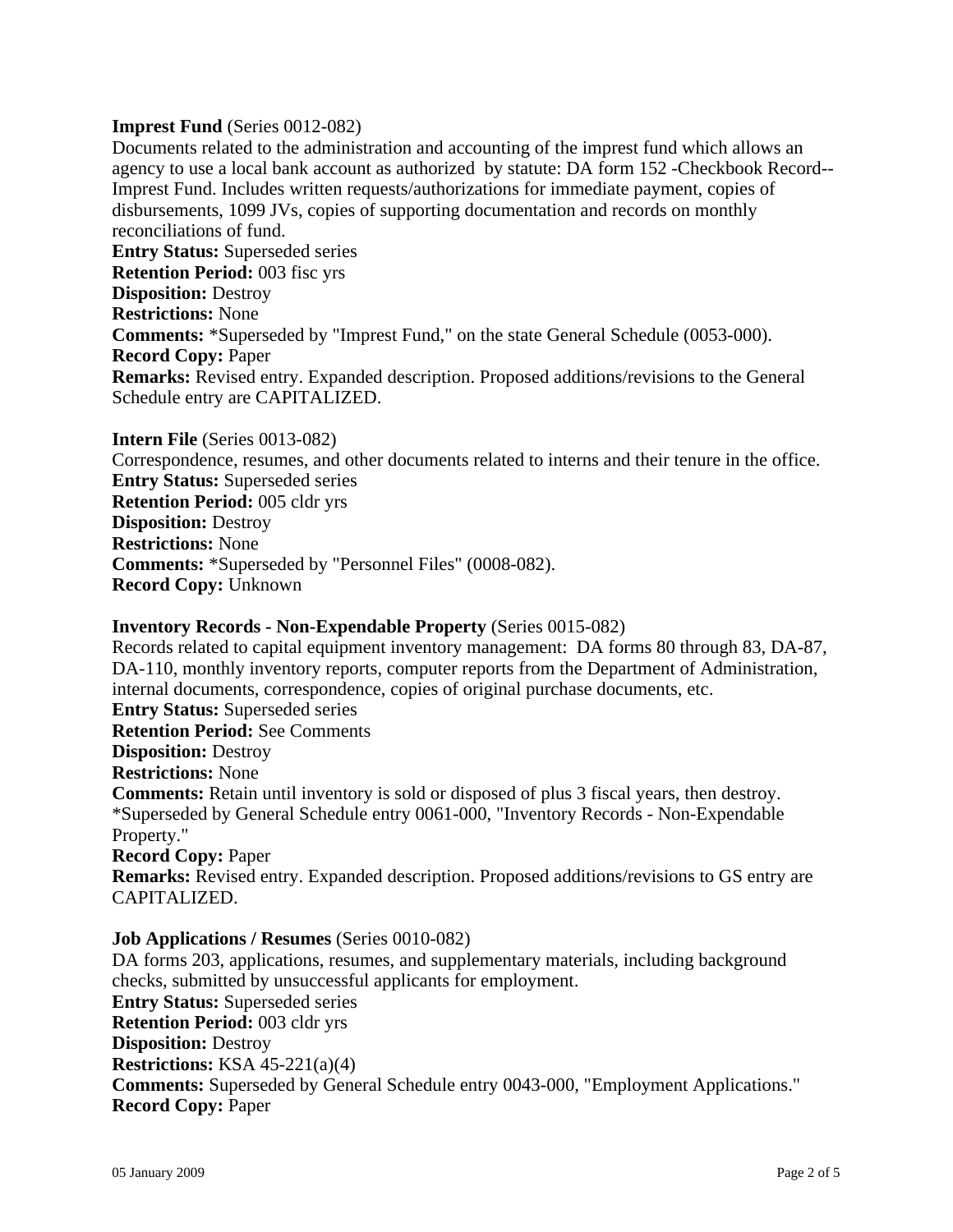**Imprest Fund** (Series 0012-082)

Documents related to the administration and accounting of the imprest fund which allows an agency to use a local bank account as authorized by statute: DA form 152 -Checkbook Record--Imprest Fund. Includes written requests/authorizations for immediate payment, copies of disbursements, 1099 JVs, copies of supporting documentation and records on monthly reconciliations of fund.

**Entry Status:** Superseded series
**Retention Period:** 003 fisc yrs
**Disposition:** Destroy
**Restrictions:** None
**Comments:** *Superseded by "Imprest Fund," on the state General Schedule (0053-000).
**Record Copy:** Paper
**Remarks:** Revised entry. Expanded description. Proposed additions/revisions to the General Schedule entry are CAPITALIZED.

**Intern File** (Series 0013-082)

Correspondence, resumes, and other documents related to interns and their tenure in the office.

**Entry Status:** Superseded series
**Retention Period:** 005 cldr yrs
**Disposition:** Destroy
**Restrictions:** None
**Comments:** *Superseded by "Personnel Files" (0008-082).
**Record Copy:** Unknown

**Inventory Records - Non-Expendable Property** (Series 0015-082)

Records related to capital equipment inventory management: DA forms 80 through 83, DA-87, DA-110, monthly inventory reports, computer reports from the Department of Administration, internal documents, correspondence, copies of original purchase documents, etc.

**Entry Status:** Superseded series
**Retention Period:** See Comments
**Disposition:** Destroy
**Restrictions:** None
**Comments:** Retain until inventory is sold or disposed of plus 3 fiscal years, then destroy. *Superseded by General Schedule entry 0061-000, "Inventory Records - Non-Expendable Property."
**Record Copy:** Paper
**Remarks:** Revised entry. Expanded description. Proposed additions/revisions to GS entry are CAPITALIZED.

**Job Applications / Resumes** (Series 0010-082)

DA forms 203, applications, resumes, and supplementary materials, including background checks, submitted by unsuccessful applicants for employment.

**Entry Status:** Superseded series
**Retention Period:** 003 cldr yrs
**Disposition:** Destroy
**Restrictions:** KSA 45-221(a)(4)
**Comments:** Superseded by General Schedule entry 0043-000, "Employment Applications."
**Record Copy:** Paper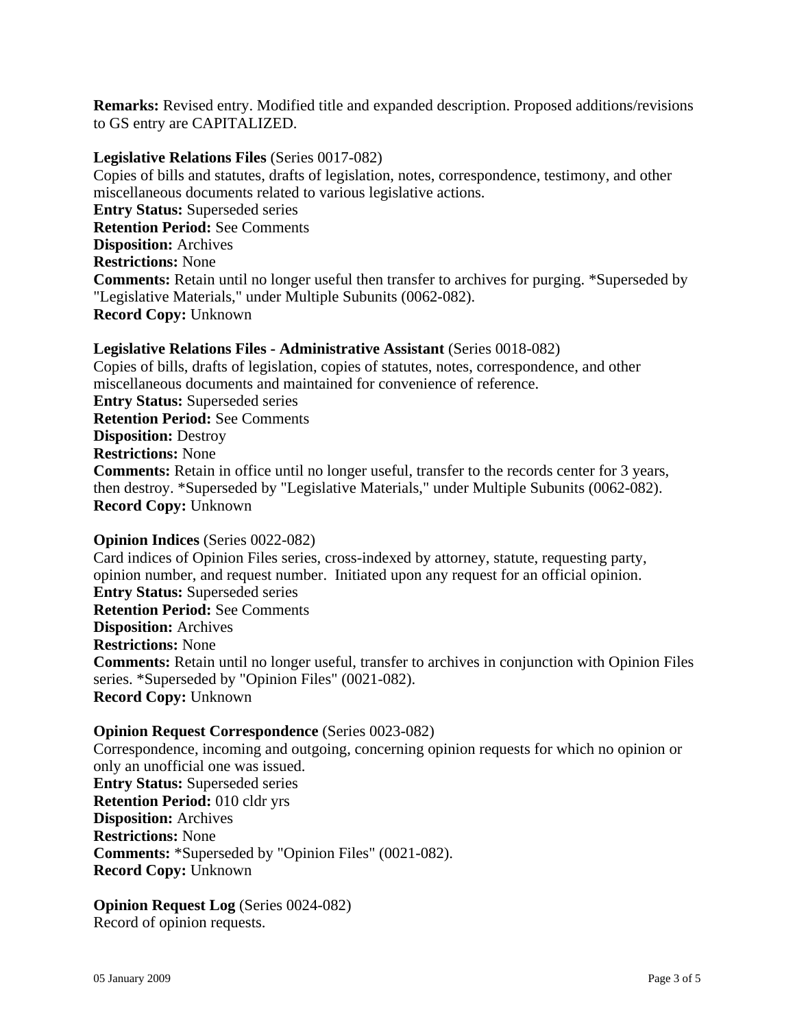**Remarks:** Revised entry. Modified title and expanded description. Proposed additions/revisions to GS entry are CAPITALIZED.

**Legislative Relations Files** (Series 0017-082)
Copies of bills and statutes, drafts of legislation, notes, correspondence, testimony, and other miscellaneous documents related to various legislative actions.
**Entry Status:** Superseded series
**Retention Period:** See Comments
**Disposition:** Archives
**Restrictions:** None
**Comments:** Retain until no longer useful then transfer to archives for purging. *Superseded by "Legislative Materials," under Multiple Subunits (0062-082).
**Record Copy:** Unknown

**Legislative Relations Files - Administrative Assistant** (Series 0018-082)
Copies of bills, drafts of legislation, copies of statutes, notes, correspondence, and other miscellaneous documents and maintained for convenience of reference.
**Entry Status:** Superseded series
**Retention Period:** See Comments
**Disposition:** Destroy
**Restrictions:** None
**Comments:** Retain in office until no longer useful, transfer to the records center for 3 years, then destroy. *Superseded by "Legislative Materials," under Multiple Subunits (0062-082).
**Record Copy:** Unknown

**Opinion Indices** (Series 0022-082)
Card indices of Opinion Files series, cross-indexed by attorney, statute, requesting party, opinion number, and request number. Initiated upon any request for an official opinion.
**Entry Status:** Superseded series
**Retention Period:** See Comments
**Disposition:** Archives
**Restrictions:** None
**Comments:** Retain until no longer useful, transfer to archives in conjunction with Opinion Files series. *Superseded by "Opinion Files" (0021-082).
**Record Copy:** Unknown

**Opinion Request Correspondence** (Series 0023-082)
Correspondence, incoming and outgoing, concerning opinion requests for which no opinion or only an unofficial one was issued.
**Entry Status:** Superseded series
**Retention Period:** 010 cldr yrs
**Disposition:** Archives
**Restrictions:** None
**Comments:** *Superseded by "Opinion Files" (0021-082).
**Record Copy:** Unknown

**Opinion Request Log** (Series 0024-082)
Record of opinion requests.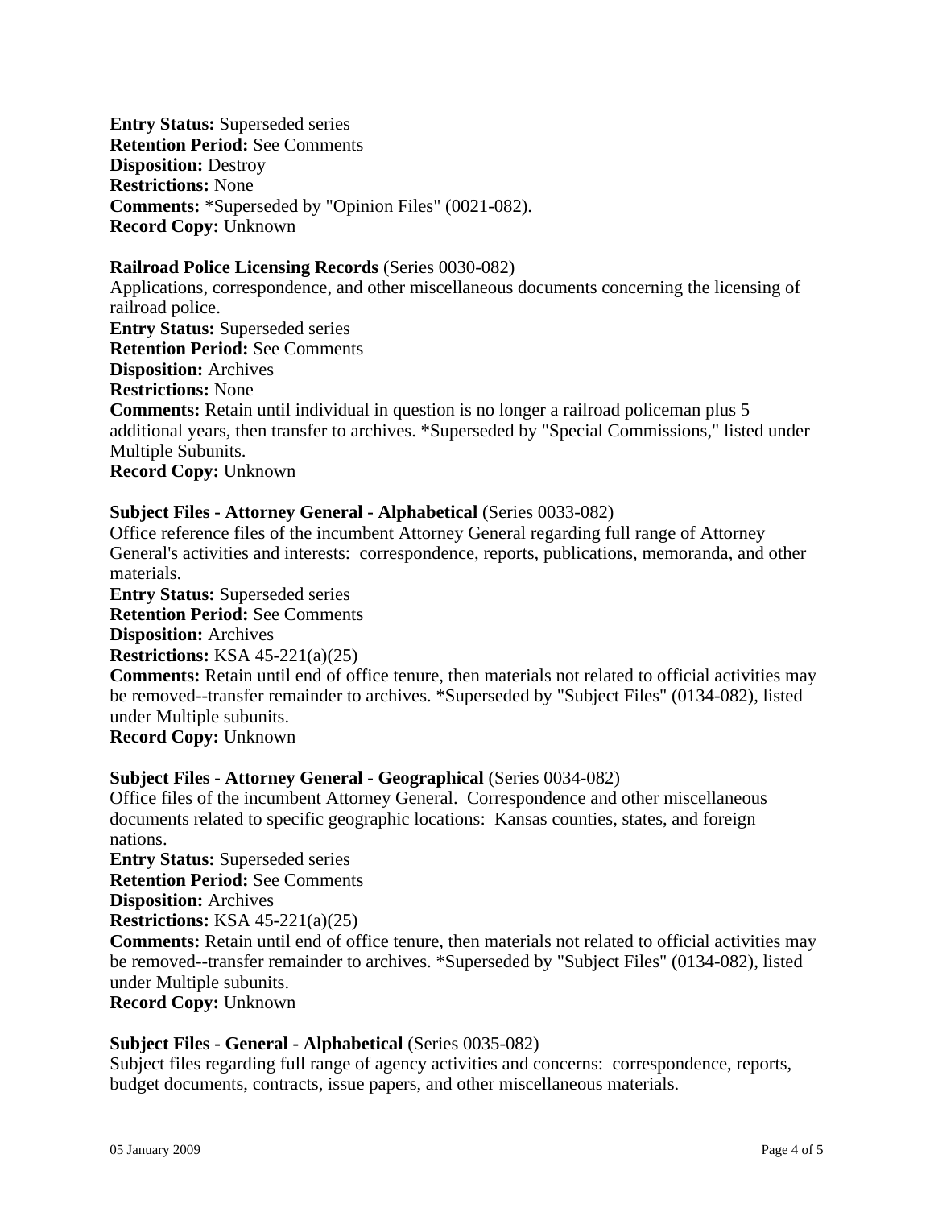**Entry Status:** Superseded series
**Retention Period:** See Comments
**Disposition:** Destroy
**Restrictions:** None
**Comments:** *Superseded by "Opinion Files" (0021-082).
**Record Copy:** Unknown

**Railroad Police Licensing Records** (Series 0030-082)
Applications, correspondence, and other miscellaneous documents concerning the licensing of railroad police.
**Entry Status:** Superseded series
**Retention Period:** See Comments
**Disposition:** Archives
**Restrictions:** None
**Comments:** Retain until individual in question is no longer a railroad policeman plus 5 additional years, then transfer to archives. *Superseded by "Special Commissions," listed under Multiple Subunits.
**Record Copy:** Unknown

**Subject Files - Attorney General - Alphabetical** (Series 0033-082)
Office reference files of the incumbent Attorney General regarding full range of Attorney General's activities and interests: correspondence, reports, publications, memoranda, and other materials.
**Entry Status:** Superseded series
**Retention Period:** See Comments
**Disposition:** Archives
**Restrictions:** KSA 45-221(a)(25)
**Comments:** Retain until end of office tenure, then materials not related to official activities may be removed--transfer remainder to archives. *Superseded by "Subject Files" (0134-082), listed under Multiple subunits.
**Record Copy:** Unknown

**Subject Files - Attorney General - Geographical** (Series 0034-082)
Office files of the incumbent Attorney General. Correspondence and other miscellaneous documents related to specific geographic locations: Kansas counties, states, and foreign nations.
**Entry Status:** Superseded series
**Retention Period:** See Comments
**Disposition:** Archives
**Restrictions:** KSA 45-221(a)(25)
**Comments:** Retain until end of office tenure, then materials not related to official activities may be removed--transfer remainder to archives. *Superseded by "Subject Files" (0134-082), listed under Multiple subunits.
**Record Copy:** Unknown

**Subject Files - General - Alphabetical** (Series 0035-082)
Subject files regarding full range of agency activities and concerns: correspondence, reports, budget documents, contracts, issue papers, and other miscellaneous materials.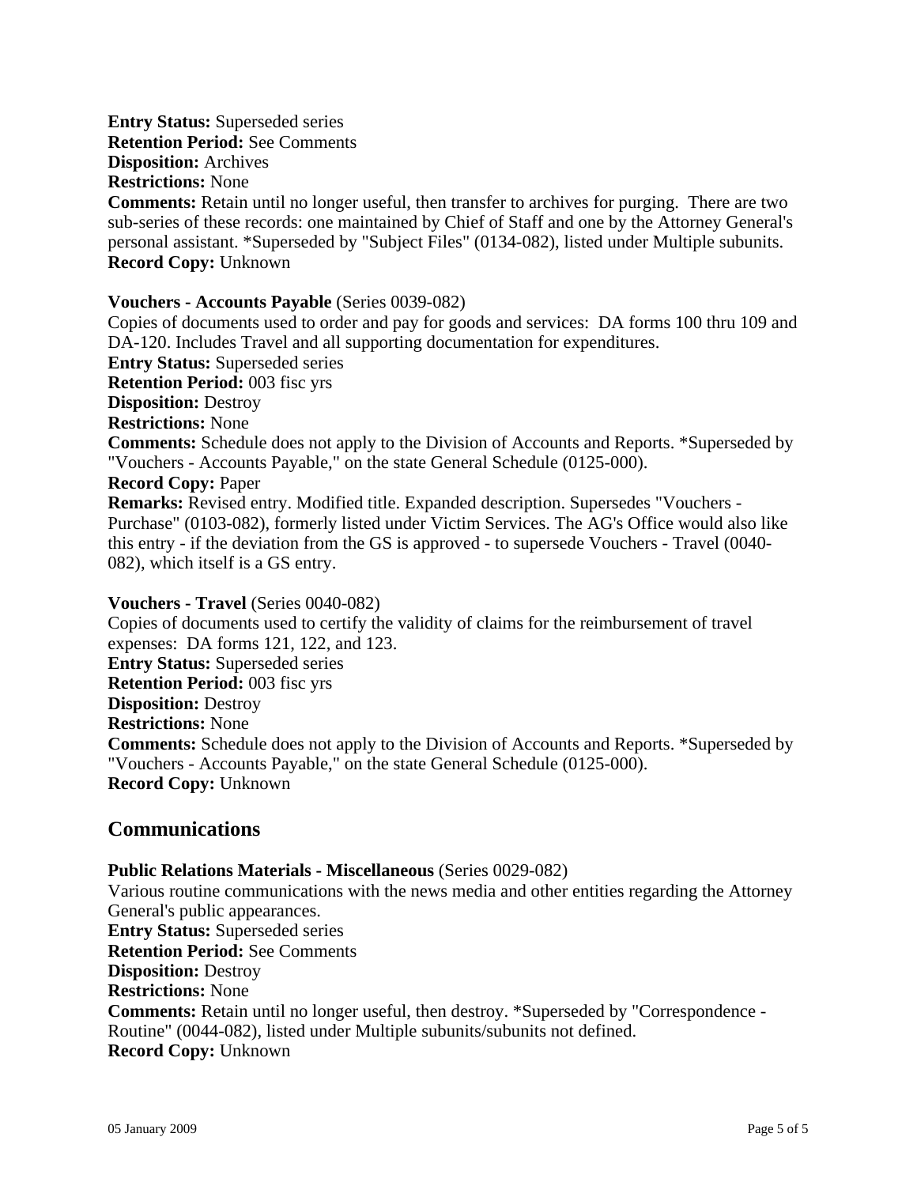**Entry Status:** Superseded series
**Retention Period:** See Comments
**Disposition:** Archives
**Restrictions:** None
**Comments:** Retain until no longer useful, then transfer to archives for purging. There are two sub-series of these records: one maintained by Chief of Staff and one by the Attorney General's personal assistant. *Superseded by "Subject Files" (0134-082), listed under Multiple subunits.
**Record Copy:** Unknown

**Vouchers - Accounts Payable** (Series 0039-082)
Copies of documents used to order and pay for goods and services: DA forms 100 thru 109 and DA-120. Includes Travel and all supporting documentation for expenditures.
**Entry Status:** Superseded series
**Retention Period:** 003 fisc yrs
**Disposition:** Destroy
**Restrictions:** None
**Comments:** Schedule does not apply to the Division of Accounts and Reports. *Superseded by "Vouchers - Accounts Payable," on the state General Schedule (0125-000).
**Record Copy:** Paper
**Remarks:** Revised entry. Modified title. Expanded description. Supersedes "Vouchers - Purchase" (0103-082), formerly listed under Victim Services. The AG's Office would also like this entry - if the deviation from the GS is approved - to supersede Vouchers - Travel (0040-082), which itself is a GS entry.

**Vouchers - Travel** (Series 0040-082)
Copies of documents used to certify the validity of claims for the reimbursement of travel expenses: DA forms 121, 122, and 123.
**Entry Status:** Superseded series
**Retention Period:** 003 fisc yrs
**Disposition:** Destroy
**Restrictions:** None
**Comments:** Schedule does not apply to the Division of Accounts and Reports. *Superseded by "Vouchers - Accounts Payable," on the state General Schedule (0125-000).
**Record Copy:** Unknown

## Communications

**Public Relations Materials - Miscellaneous** (Series 0029-082)
Various routine communications with the news media and other entities regarding the Attorney General's public appearances.
**Entry Status:** Superseded series
**Retention Period:** See Comments
**Disposition:** Destroy
**Restrictions:** None
**Comments:** Retain until no longer useful, then destroy. *Superseded by "Correspondence - Routine" (0044-082), listed under Multiple subunits/subunits not defined.
**Record Copy:** Unknown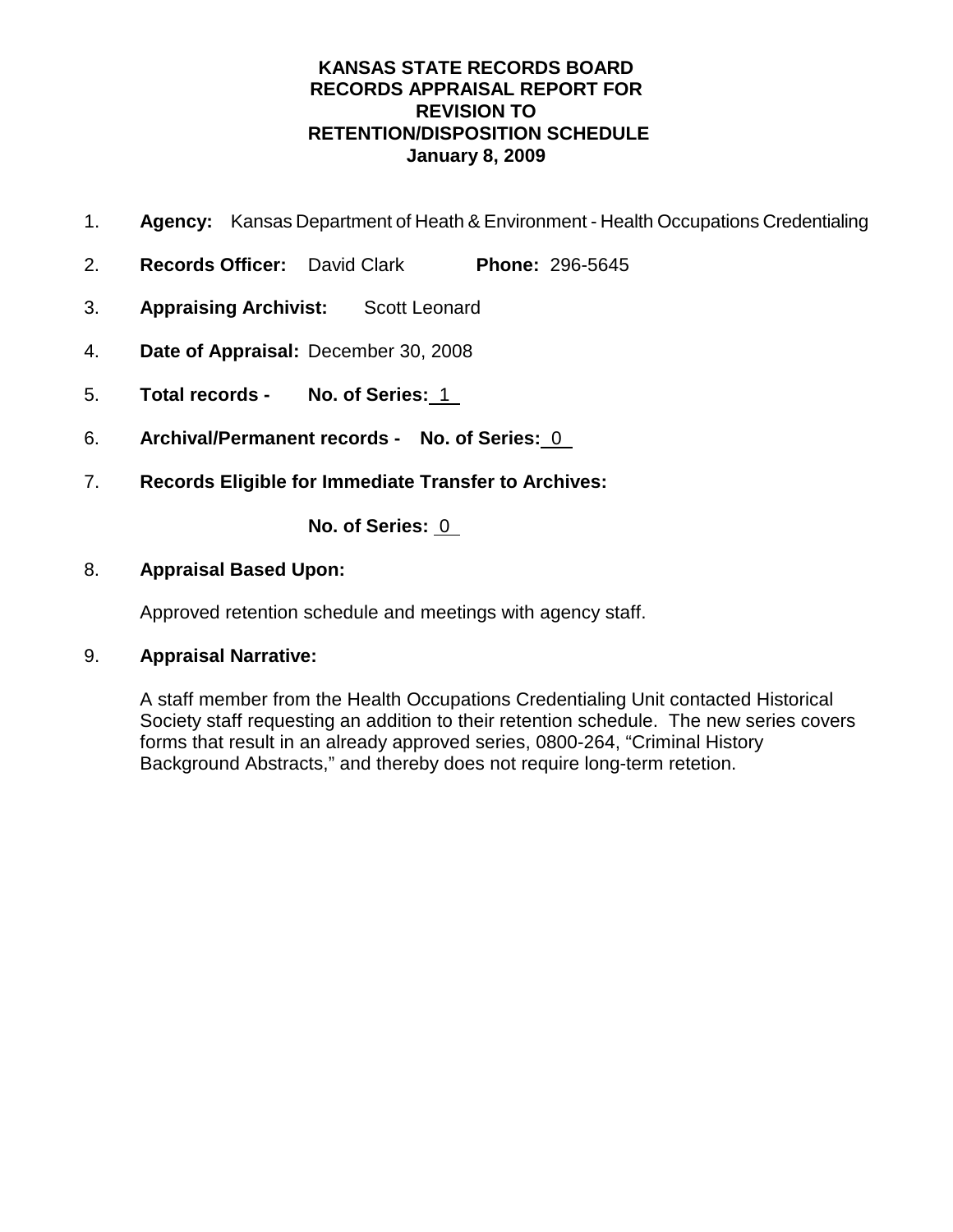**KANSAS STATE RECORDS BOARD**
**RECORDS APPRAISAL REPORT FOR**
**REVISION TO**
**RETENTION/DISPOSITION SCHEDULE**
**January 8, 2009**

1. **Agency:** Kansas Department of Heath & Environment - Health Occupations Credentialing

2. **Records Officer:** David Clark **Phone:** 296-5645

3. **Appraising Archivist:** Scott Leonard

4. **Date of Appraisal:** December 30, 2008

5. **Total records - No. of Series:** 1

6. **Archival/Permanent records - No. of Series:** 0

7. **Records Eligible for Immediate Transfer to Archives:**

   **No. of Series:** 0

8. **Appraisal Based Upon:**

   Approved retention schedule and meetings with agency staff.

9. **Appraisal Narrative:**

   A staff member from the Health Occupations Credentialing Unit contacted Historical Society staff requesting an addition to their retention schedule. The new series covers forms that result in an already approved series, 0800-264, "Criminal History Background Abstracts," and thereby does not require long-term retetion.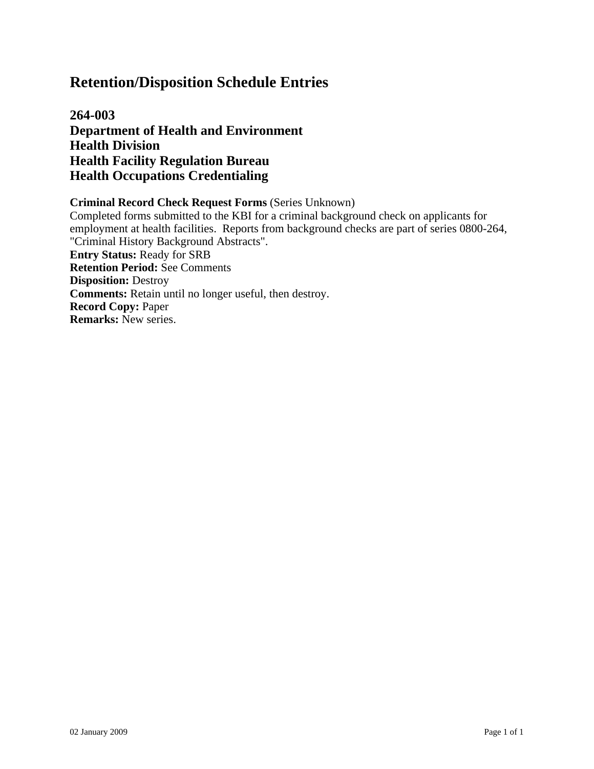# Retention/Disposition Schedule Entries

## 264-003
## Department of Health and Environment
## Health Division
## Health Facility Regulation Bureau
## Health Occupations Credentialing

**Criminal Record Check Request Forms** (Series Unknown)
Completed forms submitted to the KBI for a criminal background check on applicants for employment at health facilities. Reports from background checks are part of series 0800-264, "Criminal History Background Abstracts".
**Entry Status:** Ready for SRB
**Retention Period:** See Comments
**Disposition:** Destroy
**Comments:** Retain until no longer useful, then destroy.
**Record Copy:** Paper
**Remarks:** New series.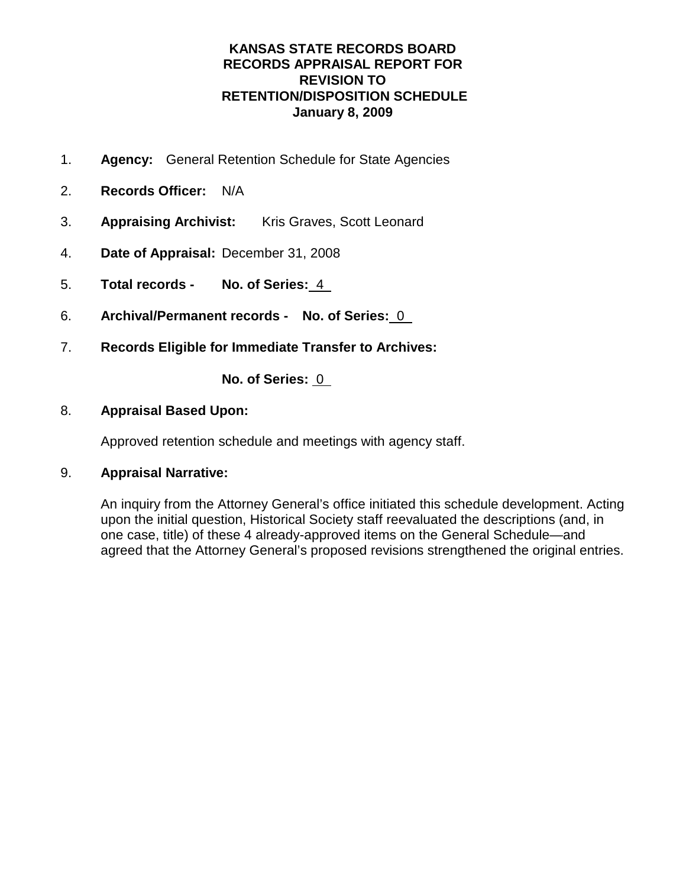# KANSAS STATE RECORDS BOARD
# RECORDS APPRAISAL REPORT FOR REVISION TO RETENTION/DISPOSITION SCHEDULE
# January 8, 2009

1. **Agency:** General Retention Schedule for State Agencies

2. **Records Officer:** N/A

3. **Appraising Archivist:** Kris Graves, Scott Leonard

4. **Date of Appraisal:** December 31, 2008

5. **Total records - No. of Series:** 4

6. **Archival/Permanent records - No. of Series:** 0

7. **Records Eligible for Immediate Transfer to Archives:**

   **No. of Series:** 0

8. **Appraisal Based Upon:**

   Approved retention schedule and meetings with agency staff.

9. **Appraisal Narrative:**

   An inquiry from the Attorney General's office initiated this schedule development. Acting upon the initial question, Historical Society staff reevaluated the descriptions (and, in one case, title) of these 4 already-approved items on the General Schedule—and agreed that the Attorney General's proposed revisions strengthened the original entries.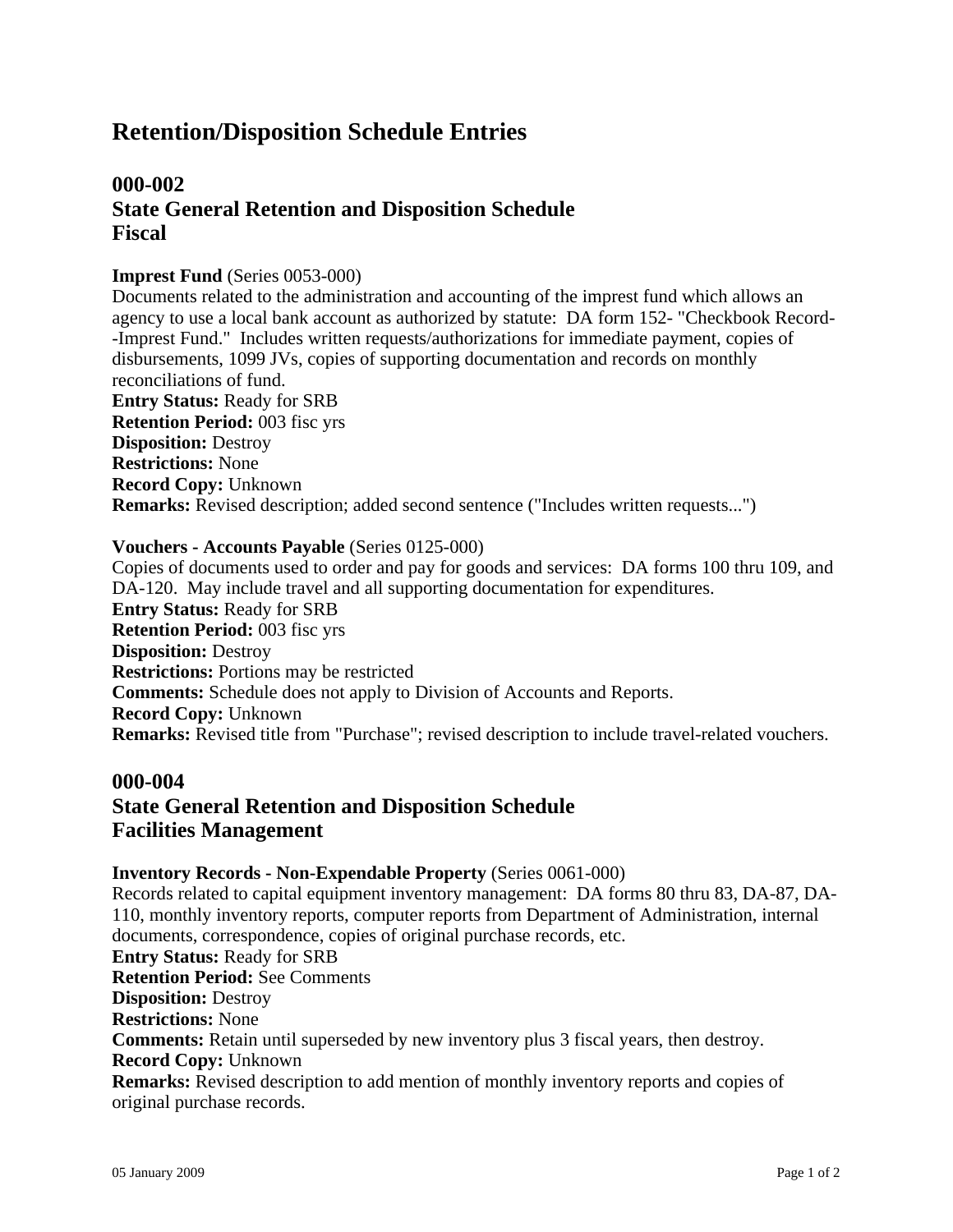# Retention/Disposition Schedule Entries

## 000-002
## State General Retention and Disposition Schedule
## Fiscal

**Imprest Fund** (Series 0053-000)
Documents related to the administration and accounting of the imprest fund which allows an agency to use a local bank account as authorized by statute:  DA form 152- "Checkbook Record--Imprest Fund."  Includes written requests/authorizations for immediate payment, copies of disbursements, 1099 JVs, copies of supporting documentation and records on monthly reconciliations of fund.
**Entry Status:** Ready for SRB
**Retention Period:** 003 fisc yrs
**Disposition:** Destroy
**Restrictions:** None
**Record Copy:** Unknown
**Remarks:** Revised description; added second sentence ("Includes written requests...")

**Vouchers - Accounts Payable** (Series 0125-000)
Copies of documents used to order and pay for goods and services:  DA forms 100 thru 109, and DA-120.  May include travel and all supporting documentation for expenditures.
**Entry Status:** Ready for SRB
**Retention Period:** 003 fisc yrs
**Disposition:** Destroy
**Restrictions:** Portions may be restricted
**Comments:** Schedule does not apply to Division of Accounts and Reports.
**Record Copy:** Unknown
**Remarks:** Revised title from "Purchase"; revised description to include travel-related vouchers.

## 000-004
## State General Retention and Disposition Schedule
## Facilities Management

**Inventory Records - Non-Expendable Property** (Series 0061-000)
Records related to capital equipment inventory management:  DA forms 80 thru 83, DA-87, DA-110, monthly inventory reports, computer reports from Department of Administration, internal documents, correspondence, copies of original purchase records, etc.
**Entry Status:** Ready for SRB
**Retention Period:** See Comments
**Disposition:** Destroy
**Restrictions:** None
**Comments:** Retain until superseded by new inventory plus 3 fiscal years, then destroy.
**Record Copy:** Unknown
**Remarks:** Revised description to add mention of monthly inventory reports and copies of original purchase records.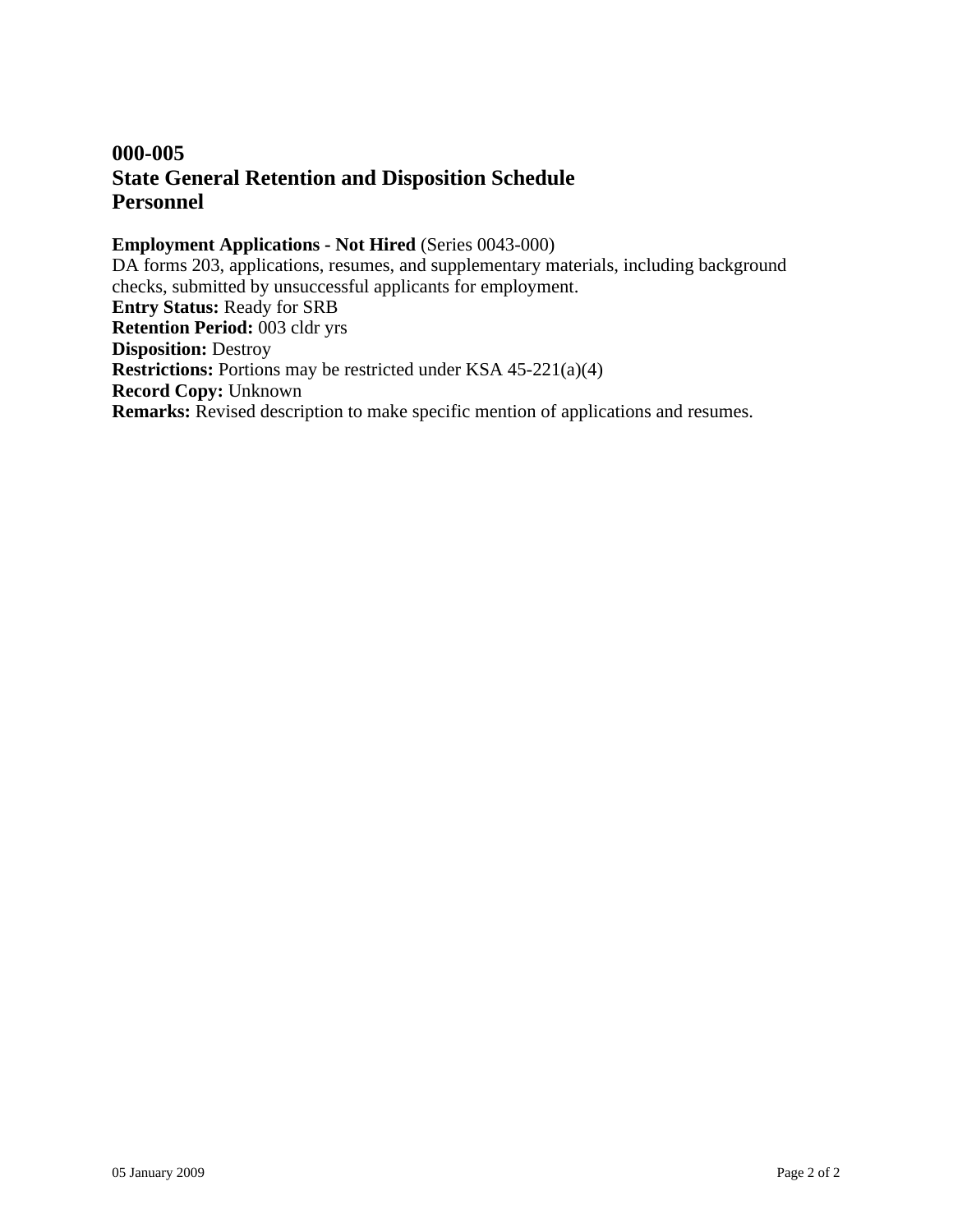# 000-005
# State General Retention and Disposition Schedule
# Personnel

**Employment Applications - Not Hired** (Series 0043-000)
DA forms 203, applications, resumes, and supplementary materials, including background checks, submitted by unsuccessful applicants for employment.
**Entry Status:** Ready for SRB
**Retention Period:** 003 cldr yrs
**Disposition:** Destroy
**Restrictions:** Portions may be restricted under KSA 45-221(a)(4)
**Record Copy:** Unknown
**Remarks:** Revised description to make specific mention of applications and resumes.

05 January 2009